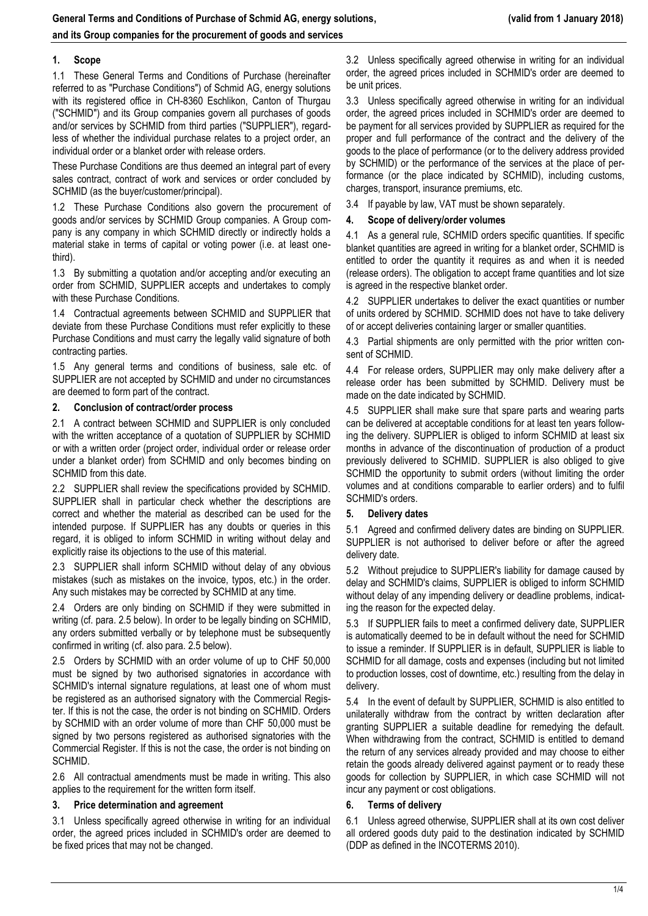# General Terms and Conditions of Purchase of Schmid AG, energy solutions, and its Group companies for the procurement of goods and services

(valid from 1 January 2018)

## 1. Scope

1.1 These General Terms and Conditions of Purchase (hereinafter referred to as "Purchase Conditions") of Schmid AG, energy solutions with its registered office in CH-8360 Eschlikon, Canton of Thurgau ("SCHMID") and its Group companies govern all purchases of goods and/or services by SCHMID from third parties ("SUPPLIER"), regardless of whether the individual purchase relates to a project order, an individual order or a blanket order with release orders.

These Purchase Conditions are thus deemed an integral part of every sales contract, contract of work and services or order concluded by SCHMID (as the buyer/customer/principal).

1.2 These Purchase Conditions also govern the procurement of goods and/or services by SCHMID Group companies. A Group company is any company in which SCHMID directly or indirectly holds a material stake in terms of capital or voting power (i.e. at least one-third).

1.3 By submitting a quotation and/or accepting and/or executing an order from SCHMID, SUPPLIER accepts and undertakes to comply with these Purchase Conditions.

1.4 Contractual agreements between SCHMID and SUPPLIER that deviate from these Purchase Conditions must refer explicitly to these Purchase Conditions and must carry the legally valid signature of both contracting parties.

1.5 Any general terms and conditions of business, sale etc. of SUPPLIER are not accepted by SCHMID and under no circumstances are deemed to form part of the contract.

## 2. Conclusion of contract/order process

2.1 A contract between SCHMID and SUPPLIER is only concluded with the written acceptance of a quotation of SUPPLIER by SCHMID or with a written order (project order, individual order or release order under a blanket order) from SCHMID and only becomes binding on SCHMID from this date.

2.2 SUPPLIER shall review the specifications provided by SCHMID. SUPPLIER shall in particular check whether the descriptions are correct and whether the material as described can be used for the intended purpose. If SUPPLIER has any doubts or queries in this regard, it is obliged to inform SCHMID in writing without delay and explicitly raise its objections to the use of this material.

2.3 SUPPLIER shall inform SCHMID without delay of any obvious mistakes (such as mistakes on the invoice, typos, etc.) in the order. Any such mistakes may be corrected by SCHMID at any time.

2.4 Orders are only binding on SCHMID if they were submitted in writing (cf. para. 2.5 below). In order to be legally binding on SCHMID, any orders submitted verbally or by telephone must be subsequently confirmed in writing (cf. also para. 2.5 below).

2.5 Orders by SCHMID with an order volume of up to CHF 50,000 must be signed by two authorised signatories in accordance with SCHMID's internal signature regulations, at least one of whom must be registered as an authorised signatory with the Commercial Register. If this is not the case, the order is not binding on SCHMID. Orders by SCHMID with an order volume of more than CHF 50,000 must be signed by two persons registered as authorised signatories with the Commercial Register. If this is not the case, the order is not binding on SCHMID.

2.6 All contractual amendments must be made in writing. This also applies to the requirement for the written form itself.

## 3. Price determination and agreement

3.1 Unless specifically agreed otherwise in writing for an individual order, the agreed prices included in SCHMID's order are deemed to be fixed prices that may not be changed.

3.2 Unless specifically agreed otherwise in writing for an individual order, the agreed prices included in SCHMID's order are deemed to be unit prices.

3.3 Unless specifically agreed otherwise in writing for an individual order, the agreed prices included in SCHMID's order are deemed to be payment for all services provided by SUPPLIER as required for the proper and full performance of the contract and the delivery of the goods to the place of performance (or to the delivery address provided by SCHMID) or the performance of the services at the place of performance (or the place indicated by SCHMID), including customs, charges, transport, insurance premiums, etc.

3.4 If payable by law, VAT must be shown separately.

## 4. Scope of delivery/order volumes

4.1 As a general rule, SCHMID orders specific quantities. If specific blanket quantities are agreed in writing for a blanket order, SCHMID is entitled to order the quantity it requires as and when it is needed (release orders). The obligation to accept frame quantities and lot size is agreed in the respective blanket order.

4.2 SUPPLIER undertakes to deliver the exact quantities or number of units ordered by SCHMID. SCHMID does not have to take delivery of or accept deliveries containing larger or smaller quantities.

4.3 Partial shipments are only permitted with the prior written consent of SCHMID.

4.4 For release orders, SUPPLIER may only make delivery after a release order has been submitted by SCHMID. Delivery must be made on the date indicated by SCHMID.

4.5 SUPPLIER shall make sure that spare parts and wearing parts can be delivered at acceptable conditions for at least ten years following the delivery. SUPPLIER is obliged to inform SCHMID at least six months in advance of the discontinuation of production of a product previously delivered to SCHMID. SUPPLIER is also obliged to give SCHMID the opportunity to submit orders (without limiting the order volumes and at conditions comparable to earlier orders) and to fulfil SCHMID's orders.

## 5. Delivery dates

5.1 Agreed and confirmed delivery dates are binding on SUPPLIER. SUPPLIER is not authorised to deliver before or after the agreed delivery date.

5.2 Without prejudice to SUPPLIER's liability for damage caused by delay and SCHMID's claims, SUPPLIER is obliged to inform SCHMID without delay of any impending delivery or deadline problems, indicating the reason for the expected delay.

5.3 If SUPPLIER fails to meet a confirmed delivery date, SUPPLIER is automatically deemed to be in default without the need for SCHMID to issue a reminder. If SUPPLIER is in default, SUPPLIER is liable to SCHMID for all damage, costs and expenses (including but not limited to production losses, cost of downtime, etc.) resulting from the delay in delivery.

5.4 In the event of default by SUPPLIER, SCHMID is also entitled to unilaterally withdraw from the contract by written declaration after granting SUPPLIER a suitable deadline for remedying the default. When withdrawing from the contract, SCHMID is entitled to demand the return of any services already provided and may choose to either retain the goods already delivered against payment or to ready these goods for collection by SUPPLIER, in which case SCHMID will not incur any payment or cost obligations.

## 6. Terms of delivery

6.1 Unless agreed otherwise, SUPPLIER shall at its own cost deliver all ordered goods duty paid to the destination indicated by SCHMID (DDP as defined in the INCOTERMS 2010).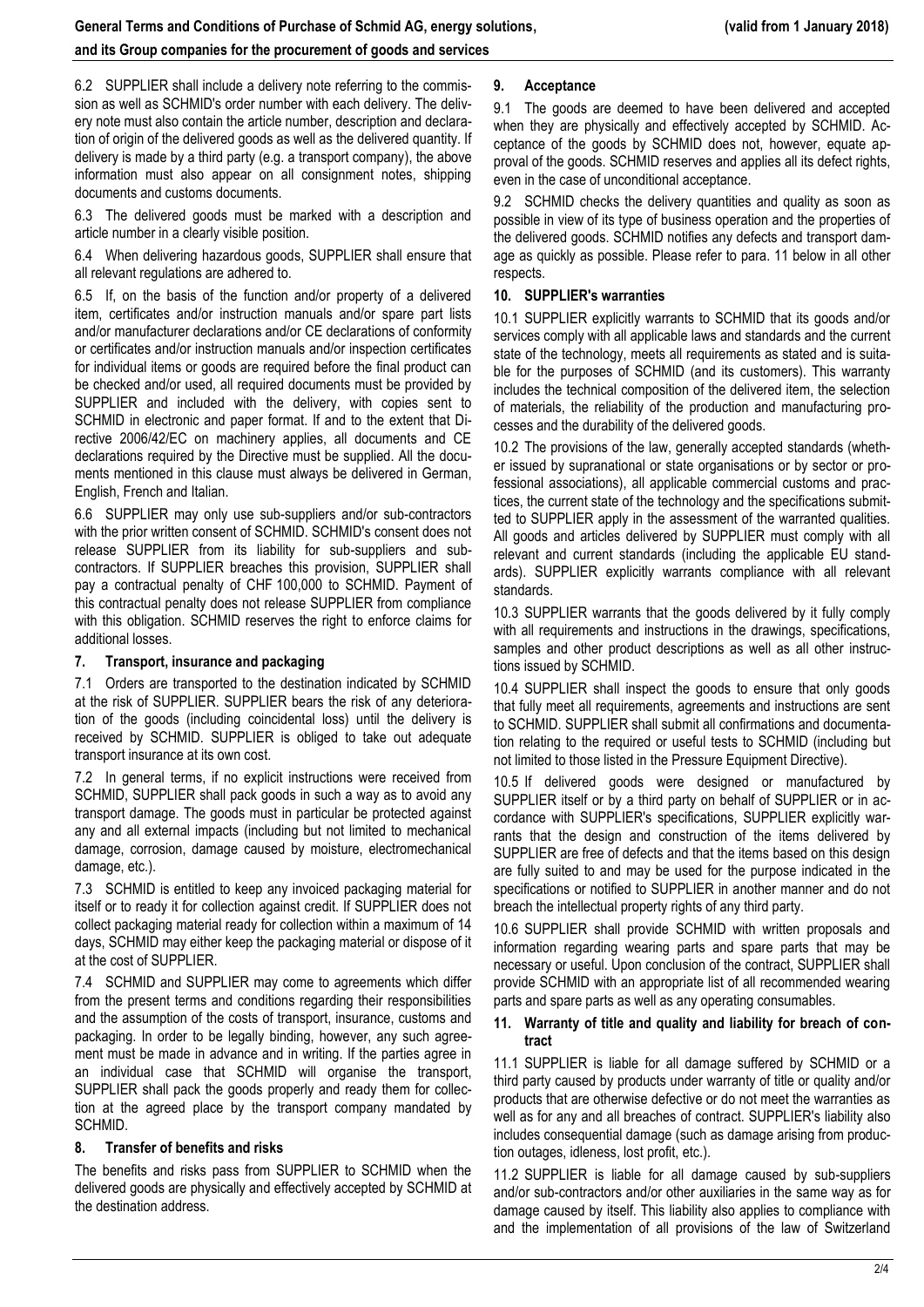6.2 SUPPLIER shall include a delivery note referring to the commission as well as SCHMID's order number with each delivery. The delivery note must also contain the article number, description and declaration of origin of the delivered goods as well as the delivered quantity. If delivery is made by a third party (e.g. a transport company), the above information must also appear on all consignment notes, shipping documents and customs documents.

6.3 The delivered goods must be marked with a description and article number in a clearly visible position.

6.4 When delivering hazardous goods, SUPPLIER shall ensure that all relevant regulations are adhered to.

6.5 If, on the basis of the function and/or property of a delivered item, certificates and/or instruction manuals and/or spare part lists and/or manufacturer declarations and/or CE declarations of conformity or certificates and/or instruction manuals and/or inspection certificates for individual items or goods are required before the final product can be checked and/or used, all required documents must be provided by SUPPLIER and included with the delivery, with copies sent to SCHMID in electronic and paper format. If and to the extent that Directive 2006/42/EC on machinery applies, all documents and CE declarations required by the Directive must be supplied. All the documents mentioned in this clause must always be delivered in German, English, French and Italian.

6.6 SUPPLIER may only use sub-suppliers and/or sub-contractors with the prior written consent of SCHMID. SCHMID's consent does not release SUPPLIER from its liability for sub-suppliers and sub-contractors. If SUPPLIER breaches this provision, SUPPLIER shall pay a contractual penalty of CHF 100,000 to SCHMID. Payment of this contractual penalty does not release SUPPLIER from compliance with this obligation. SCHMID reserves the right to enforce claims for additional losses.

## 7. Transport, insurance and packaging

7.1 Orders are transported to the destination indicated by SCHMID at the risk of SUPPLIER. SUPPLIER bears the risk of any deterioration of the goods (including coincidental loss) until the delivery is received by SCHMID. SUPPLIER is obliged to take out adequate transport insurance at its own cost.

7.2 In general terms, if no explicit instructions were received from SCHMID, SUPPLIER shall pack goods in such a way as to avoid any transport damage. The goods must in particular be protected against any and all external impacts (including but not limited to mechanical damage, corrosion, damage caused by moisture, electromechanical damage, etc.).

7.3 SCHMID is entitled to keep any invoiced packaging material for itself or to ready it for collection against credit. If SUPPLIER does not collect packaging material ready for collection within a maximum of 14 days, SCHMID may either keep the packaging material or dispose of it at the cost of SUPPLIER.

7.4 SCHMID and SUPPLIER may come to agreements which differ from the present terms and conditions regarding their responsibilities and the assumption of the costs of transport, insurance, customs and packaging. In order to be legally binding, however, any such agreement must be made in advance and in writing. If the parties agree in an individual case that SCHMID will organise the transport, SUPPLIER shall pack the goods properly and ready them for collection at the agreed place by the transport company mandated by SCHMID.

## 8. Transfer of benefits and risks

The benefits and risks pass from SUPPLIER to SCHMID when the delivered goods are physically and effectively accepted by SCHMID at the destination address.

## 9. Acceptance

9.1 The goods are deemed to have been delivered and accepted when they are physically and effectively accepted by SCHMID. Acceptance of the goods by SCHMID does not, however, equate approval of the goods. SCHMID reserves and applies all its defect rights, even in the case of unconditional acceptance.

9.2 SCHMID checks the delivery quantities and quality as soon as possible in view of its type of business operation and the properties of the delivered goods. SCHMID notifies any defects and transport damage as quickly as possible. Please refer to para. 11 below in all other respects.

## 10. SUPPLIER's warranties

10.1 SUPPLIER explicitly warrants to SCHMID that its goods and/or services comply with all applicable laws and standards and the current state of the technology, meets all requirements as stated and is suitable for the purposes of SCHMID (and its customers). This warranty includes the technical composition of the delivered item, the selection of materials, the reliability of the production and manufacturing processes and the durability of the delivered goods.

10.2 The provisions of the law, generally accepted standards (whether issued by supranational or state organisations or by sector or professional associations), all applicable commercial customs and practices, the current state of the technology and the specifications submitted to SUPPLIER apply in the assessment of the warranted qualities. All goods and articles delivered by SUPPLIER must comply with all relevant and current standards (including the applicable EU standards). SUPPLIER explicitly warrants compliance with all relevant standards.

10.3 SUPPLIER warrants that the goods delivered by it fully comply with all requirements and instructions in the drawings, specifications, samples and other product descriptions as well as all other instructions issued by SCHMID.

10.4 SUPPLIER shall inspect the goods to ensure that only goods that fully meet all requirements, agreements and instructions are sent to SCHMID. SUPPLIER shall submit all confirmations and documentation relating to the required or useful tests to SCHMID (including but not limited to those listed in the Pressure Equipment Directive).

10.5 If delivered goods were designed or manufactured by SUPPLIER itself or by a third party on behalf of SUPPLIER or in accordance with SUPPLIER's specifications, SUPPLIER explicitly warrants that the design and construction of the items delivered by SUPPLIER are free of defects and that the items based on this design are fully suited to and may be used for the purpose indicated in the specifications or notified to SUPPLIER in another manner and do not breach the intellectual property rights of any third party.

10.6 SUPPLIER shall provide SCHMID with written proposals and information regarding wearing parts and spare parts that may be necessary or useful. Upon conclusion of the contract, SUPPLIER shall provide SCHMID with an appropriate list of all recommended wearing parts and spare parts as well as any operating consumables.

## 11. Warranty of title and quality and liability for breach of contract

11.1 SUPPLIER is liable for all damage suffered by SCHMID or a third party caused by products under warranty of title or quality and/or products that are otherwise defective or do not meet the warranties as well as for any and all breaches of contract. SUPPLIER's liability also includes consequential damage (such as damage arising from production outages, idleness, lost profit, etc.).

11.2 SUPPLIER is liable for all damage caused by sub-suppliers and/or sub-contractors and/or other auxiliaries in the same way as for damage caused by itself. This liability also applies to compliance with and the implementation of all provisions of the law of Switzerland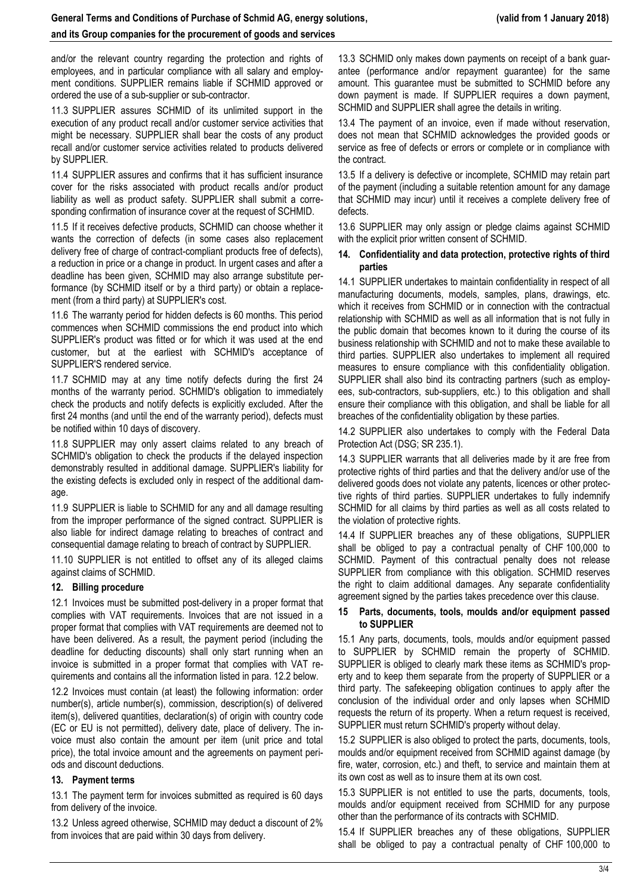and/or the relevant country regarding the protection and rights of employees, and in particular compliance with all salary and employment conditions. SUPPLIER remains liable if SCHMID approved or ordered the use of a sub-supplier or sub-contractor.

11.3 SUPPLIER assures SCHMID of its unlimited support in the execution of any product recall and/or customer service activities that might be necessary. SUPPLIER shall bear the costs of any product recall and/or customer service activities related to products delivered by SUPPLIER.

11.4 SUPPLIER assures and confirms that it has sufficient insurance cover for the risks associated with product recalls and/or product liability as well as product safety. SUPPLIER shall submit a corresponding confirmation of insurance cover at the request of SCHMID.

11.5 If it receives defective products, SCHMID can choose whether it wants the correction of defects (in some cases also replacement delivery free of charge of contract-compliant products free of defects), a reduction in price or a change in product. In urgent cases and after a deadline has been given, SCHMID may also arrange substitute performance (by SCHMID itself or by a third party) or obtain a replacement (from a third party) at SUPPLIER's cost.

11.6 The warranty period for hidden defects is 60 months. This period commences when SCHMID commissions the end product into which SUPPLIER's product was fitted or for which it was used at the end customer, but at the earliest with SCHMID's acceptance of SUPPLIER'S rendered service.

11.7 SCHMID may at any time notify defects during the first 24 months of the warranty period. SCHMID's obligation to immediately check the products and notify defects is explicitly excluded. After the first 24 months (and until the end of the warranty period), defects must be notified within 10 days of discovery.

11.8 SUPPLIER may only assert claims related to any breach of SCHMID's obligation to check the products if the delayed inspection demonstrably resulted in additional damage. SUPPLIER's liability for the existing defects is excluded only in respect of the additional damage.

11.9 SUPPLIER is liable to SCHMID for any and all damage resulting from the improper performance of the signed contract. SUPPLIER is also liable for indirect damage relating to breaches of contract and consequential damage relating to breach of contract by SUPPLIER.

11.10 SUPPLIER is not entitled to offset any of its alleged claims against claims of SCHMID.

## 12. Billing procedure

12.1 Invoices must be submitted post-delivery in a proper format that complies with VAT requirements. Invoices that are not issued in a proper format that complies with VAT requirements are deemed not to have been delivered. As a result, the payment period (including the deadline for deducting discounts) shall only start running when an invoice is submitted in a proper format that complies with VAT requirements and contains all the information listed in para. 12.2 below.

12.2 Invoices must contain (at least) the following information: order number(s), article number(s), commission, description(s) of delivered item(s), delivered quantities, declaration(s) of origin with country code (EC or EU is not permitted), delivery date, place of delivery. The invoice must also contain the amount per item (unit price and total price), the total invoice amount and the agreements on payment periods and discount deductions.

## 13. Payment terms

13.1 The payment term for invoices submitted as required is 60 days from delivery of the invoice.

13.2 Unless agreed otherwise, SCHMID may deduct a discount of 2% from invoices that are paid within 30 days from delivery.

13.3 SCHMID only makes down payments on receipt of a bank guarantee (performance and/or repayment guarantee) for the same amount. This guarantee must be submitted to SCHMID before any down payment is made. If SUPPLIER requires a down payment, SCHMID and SUPPLIER shall agree the details in writing.

13.4 The payment of an invoice, even if made without reservation, does not mean that SCHMID acknowledges the provided goods or service as free of defects or errors or complete or in compliance with the contract.

13.5 If a delivery is defective or incomplete, SCHMID may retain part of the payment (including a suitable retention amount for any damage that SCHMID may incur) until it receives a complete delivery free of defects.

13.6 SUPPLIER may only assign or pledge claims against SCHMID with the explicit prior written consent of SCHMID.

## 14. Confidentiality and data protection, protective rights of third parties

14.1 SUPPLIER undertakes to maintain confidentiality in respect of all manufacturing documents, models, samples, plans, drawings, etc. which it receives from SCHMID or in connection with the contractual relationship with SCHMID as well as all information that is not fully in the public domain that becomes known to it during the course of its business relationship with SCHMID and not to make these available to third parties. SUPPLIER also undertakes to implement all required measures to ensure compliance with this confidentiality obligation. SUPPLIER shall also bind its contracting partners (such as employees, sub-contractors, sub-suppliers, etc.) to this obligation and shall ensure their compliance with this obligation, and shall be liable for all breaches of the confidentiality obligation by these parties.

14.2 SUPPLIER also undertakes to comply with the Federal Data Protection Act (DSG; SR 235.1).

14.3 SUPPLIER warrants that all deliveries made by it are free from protective rights of third parties and that the delivery and/or use of the delivered goods does not violate any patents, licences or other protective rights of third parties. SUPPLIER undertakes to fully indemnify SCHMID for all claims by third parties as well as all costs related to the violation of protective rights.

14.4 If SUPPLIER breaches any of these obligations, SUPPLIER shall be obliged to pay a contractual penalty of CHF 100,000 to SCHMID. Payment of this contractual penalty does not release SUPPLIER from compliance with this obligation. SCHMID reserves the right to claim additional damages. Any separate confidentiality agreement signed by the parties takes precedence over this clause.

## 15 Parts, documents, tools, moulds and/or equipment passed to SUPPLIER

15.1 Any parts, documents, tools, moulds and/or equipment passed to SUPPLIER by SCHMID remain the property of SCHMID. SUPPLIER is obliged to clearly mark these items as SCHMID's property and to keep them separate from the property of SUPPLIER or a third party. The safekeeping obligation continues to apply after the conclusion of the individual order and only lapses when SCHMID requests the return of its property. When a return request is received, SUPPLIER must return SCHMID's property without delay.

15.2 SUPPLIER is also obliged to protect the parts, documents, tools, moulds and/or equipment received from SCHMID against damage (by fire, water, corrosion, etc.) and theft, to service and maintain them at its own cost as well as to insure them at its own cost.

15.3 SUPPLIER is not entitled to use the parts, documents, tools, moulds and/or equipment received from SCHMID for any purpose other than the performance of its contracts with SCHMID.

15.4 If SUPPLIER breaches any of these obligations, SUPPLIER shall be obliged to pay a contractual penalty of CHF 100,000 to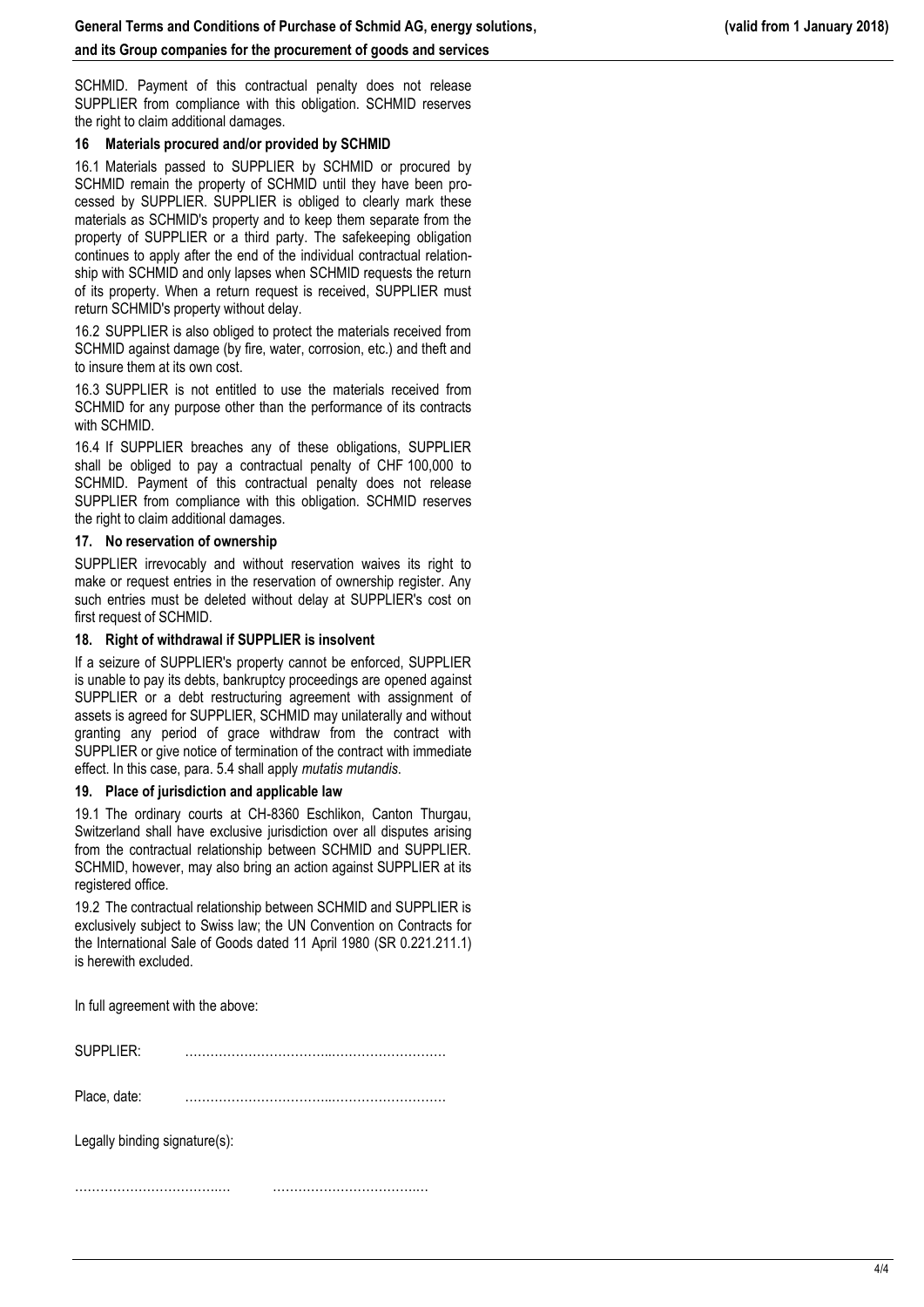SCHMID. Payment of this contractual penalty does not release SUPPLIER from compliance with this obligation. SCHMID reserves the right to claim additional damages.

## 16 Materials procured and/or provided by SCHMID

16.1 Materials passed to SUPPLIER by SCHMID or procured by SCHMID remain the property of SCHMID until they have been processed by SUPPLIER. SUPPLIER is obliged to clearly mark these materials as SCHMID's property and to keep them separate from the property of SUPPLIER or a third party. The safekeeping obligation continues to apply after the end of the individual contractual relationship with SCHMID and only lapses when SCHMID requests the return of its property. When a return request is received, SUPPLIER must return SCHMID's property without delay.

16.2 SUPPLIER is also obliged to protect the materials received from SCHMID against damage (by fire, water, corrosion, etc.) and theft and to insure them at its own cost.

16.3 SUPPLIER is not entitled to use the materials received from SCHMID for any purpose other than the performance of its contracts with SCHMID.

16.4 If SUPPLIER breaches any of these obligations, SUPPLIER shall be obliged to pay a contractual penalty of CHF 100,000 to SCHMID. Payment of this contractual penalty does not release SUPPLIER from compliance with this obligation. SCHMID reserves the right to claim additional damages.

## 17. No reservation of ownership

SUPPLIER irrevocably and without reservation waives its right to make or request entries in the reservation of ownership register. Any such entries must be deleted without delay at SUPPLIER's cost on first request of SCHMID.

## 18. Right of withdrawal if SUPPLIER is insolvent

If a seizure of SUPPLIER's property cannot be enforced, SUPPLIER is unable to pay its debts, bankruptcy proceedings are opened against SUPPLIER or a debt restructuring agreement with assignment of assets is agreed for SUPPLIER, SCHMID may unilaterally and without granting any period of grace withdraw from the contract with SUPPLIER or give notice of termination of the contract with immediate effect. In this case, para. 5.4 shall apply *mutatis mutandis*.

## 19. Place of jurisdiction and applicable law

19.1 The ordinary courts at CH-8360 Eschlikon, Canton Thurgau, Switzerland shall have exclusive jurisdiction over all disputes arising from the contractual relationship between SCHMID and SUPPLIER. SCHMID, however, may also bring an action against SUPPLIER at its registered office.

19.2 The contractual relationship between SCHMID and SUPPLIER is exclusively subject to Swiss law; the UN Convention on Contracts for the International Sale of Goods dated 11 April 1980 (SR 0.221.211.1) is herewith excluded.

In full agreement with the above:

SUPPLIER: ………………………………………………………

Place, date: ………………………………………………………

Legally binding signature(s):

……………………………… ………………………………